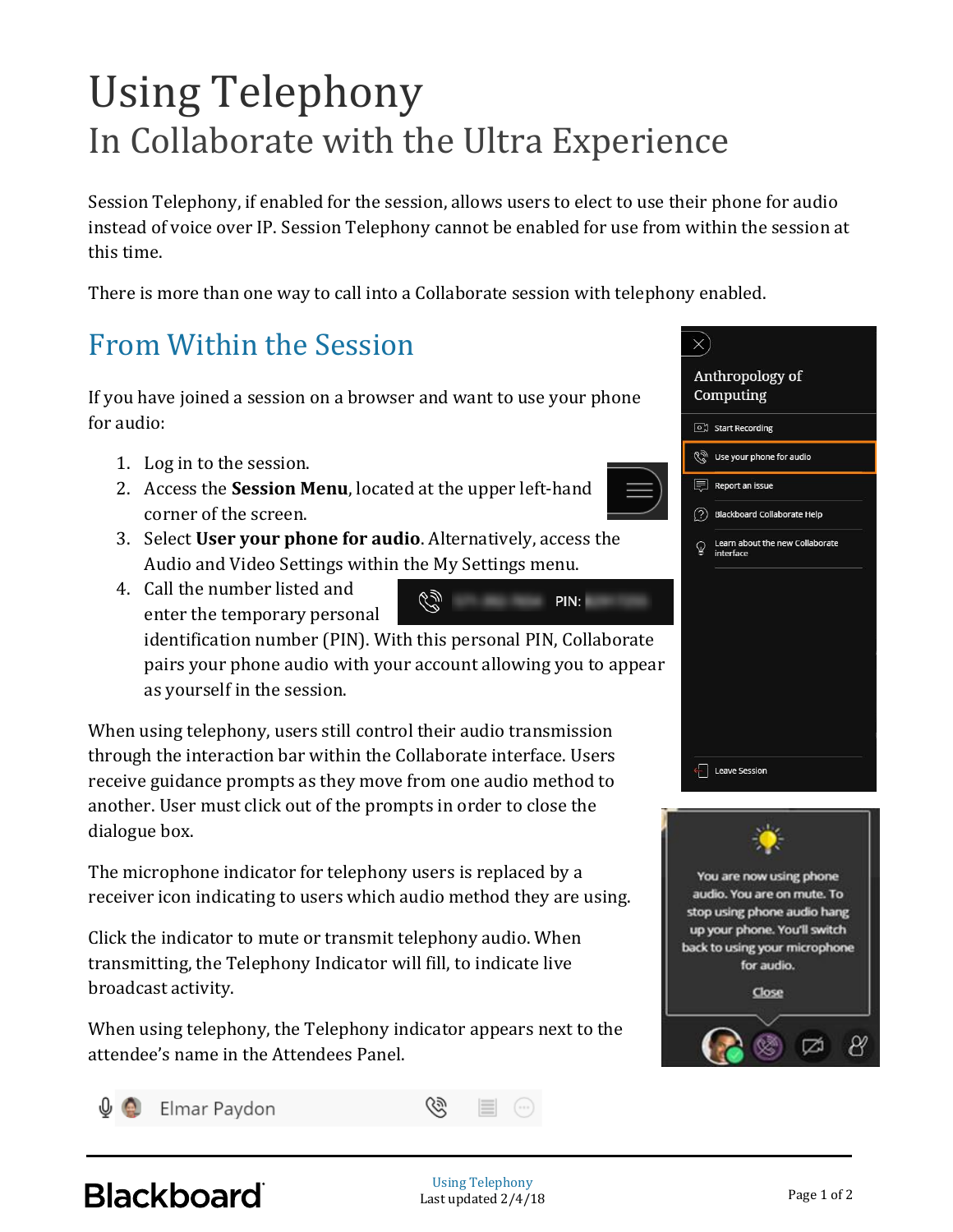# Using Telephony

## In Collaborate with the Ultra Experience

Session Telephony, if enabled for the session, allows users to elect to use their phone for audio instead of voice over IP. Session Telephony cannot be enabled for use from within the session at this time.

There is more than one way to call into a Collaborate session with telephony enabled.

## From Within the Session

If you have joined a session on a browser and want to use your phone for audio:

1. Log in to the session.
2. Access the **Session Menu**, located at the upper left-hand corner of the screen.
3. Select **User your phone for audio**. Alternatively, access the Audio and Video Settings within the My Settings menu.
4. Call the number listed and enter the temporary personal identification number (PIN). With this personal PIN, Collaborate pairs your phone audio with your account allowing you to appear as yourself in the session.

When using telephony, users still control their audio transmission through the interaction bar within the Collaborate interface. Users receive guidance prompts as they move from one audio method to another. User must click out of the prompts in order to close the dialogue box.

The microphone indicator for telephony users is replaced by a receiver icon indicating to users which audio method they are using.

Click the indicator to mute or transmit telephony audio. When transmitting, the Telephony Indicator will fill, to indicate live broadcast activity.

When using telephony, the Telephony indicator appears next to the attendee's name in the Attendees Panel.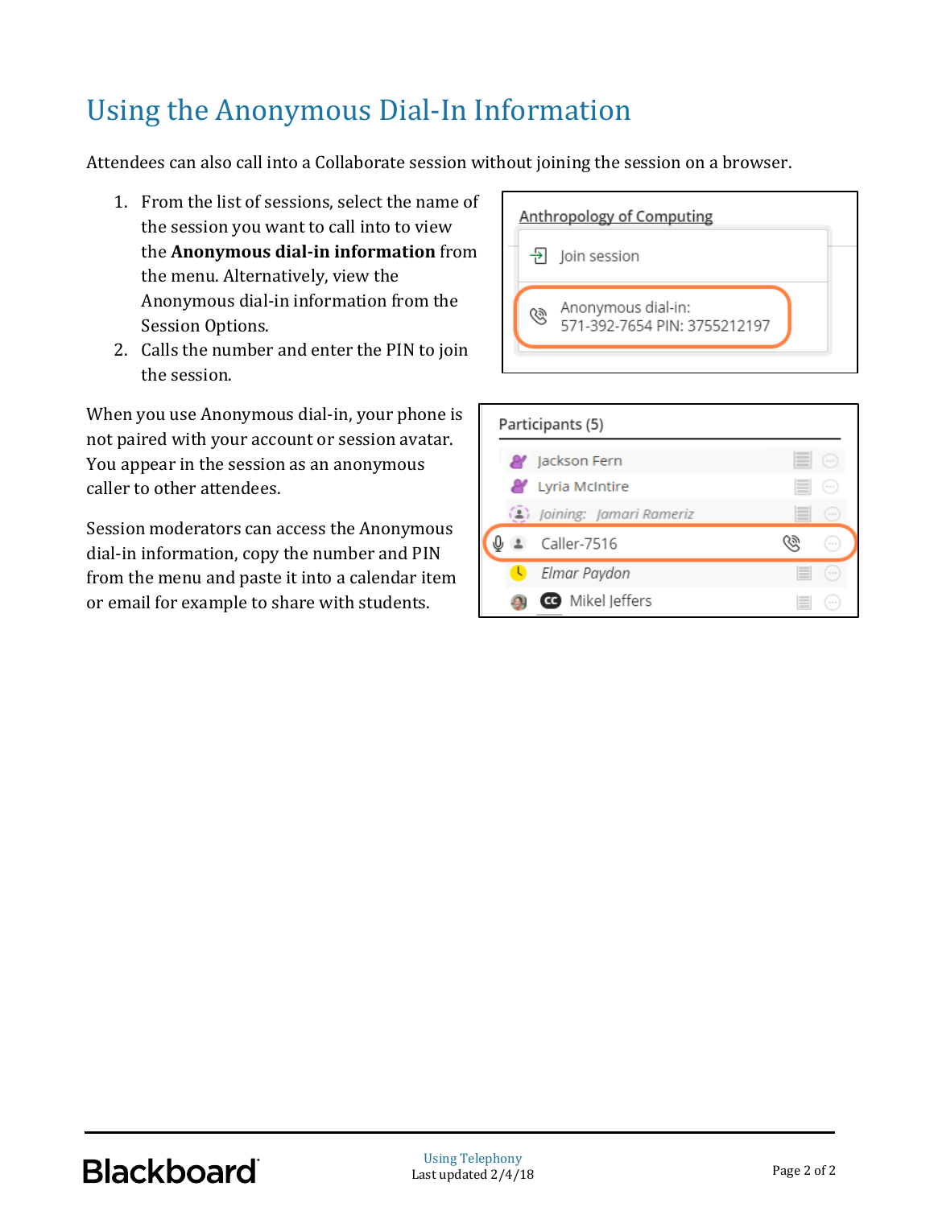# Using the Anonymous Dial-In Information

Attendees can also call into a Collaborate session without joining the session on a browser.

1. From the list of sessions, select the name of the session you want to call into to view the **Anonymous dial-in information** from the menu. Alternatively, view the Anonymous dial-in information from the Session Options.
2. Calls the number and enter the PIN to join the session.

Anthropology of Computing

Join session

Anonymous dial-in:
571-392-7654 PIN: 3755212197

When you use Anonymous dial-in, your phone is not paired with your account or session avatar. You appear in the session as an anonymous caller to other attendees.

Session moderators can access the Anonymous dial-in information, copy the number and PIN from the menu and paste it into a calendar item or email for example to share with students.

Participants (5)

Jackson Fern

Lyria McIntire

Joining: Jamari Rameriz

Caller-7516

Elmar Paydon

Mikel Jeffers